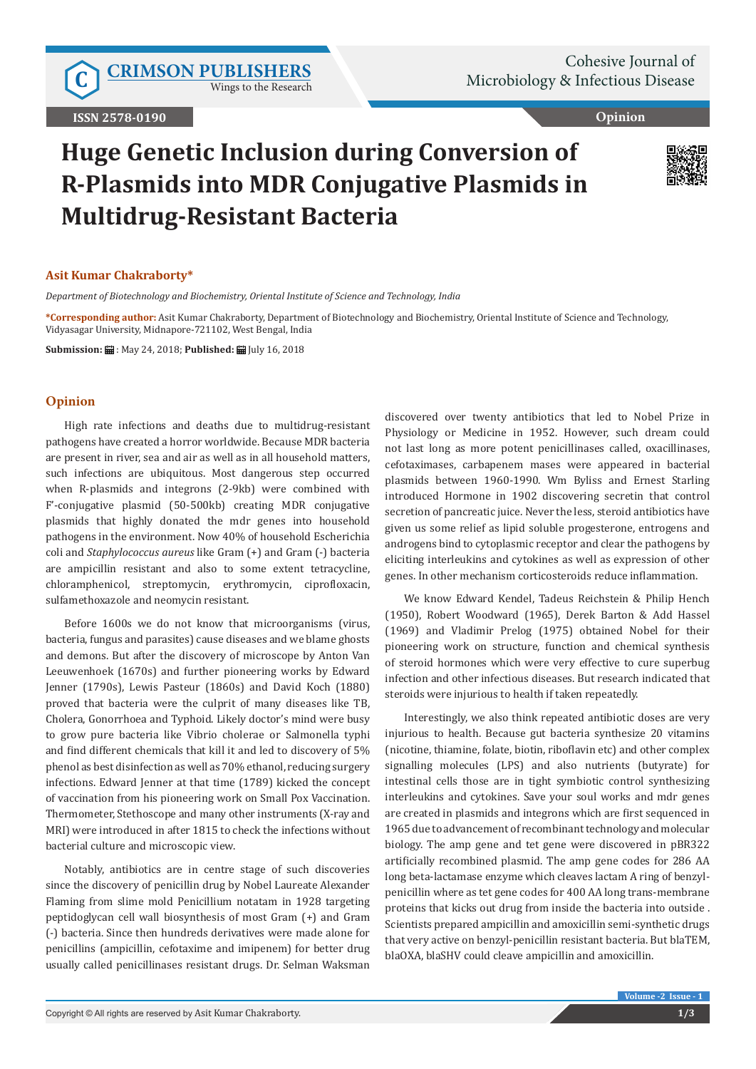ISSN 2578-0190

Opinion

# Huge Genetic Inclusion during Conversion of R-Plasmids into MDR Conjugative Plasmids in Multidrug-Resistant Bacteria

**Asit Kumar Chakraborty***

*Department of Biotechnology and Biochemistry, Oriental Institute of Science and Technology, India*

**\*Corresponding author:** Asit Kumar Chakraborty, Department of Biotechnology and Biochemistry, Oriental Institute of Science and Technology, Vidyasagar University, Midnapore-721102, West Bengal, India

**Submission:** : May 24, 2018; **Published:** July 16, 2018

## Opinion

High rate infections and deaths due to multidrug-resistant pathogens have created a horror worldwide. Because MDR bacteria are present in river, sea and air as well as in all household matters, such infections are ubiquitous. Most dangerous step occurred when R-plasmids and integrons (2-9kb) were combined with F'-conjugative plasmid (50-500kb) creating MDR conjugative plasmids that highly donated the mdr genes into household pathogens in the environment. Now 40% of household Escherichia coli and *Staphylococcus aureus* like Gram (+) and Gram (-) bacteria are ampicillin resistant and also to some extent tetracycline, chloramphenicol, streptomycin, erythromycin, ciprofloxacin, sulfamethoxazole and neomycin resistant.

Before 1600s we do not know that microorganisms (virus, bacteria, fungus and parasites) cause diseases and we blame ghosts and demons. But after the discovery of microscope by Anton Van Leeuwenhoek (1670s) and further pioneering works by Edward Jenner (1790s), Lewis Pasteur (1860s) and David Koch (1880) proved that bacteria were the culprit of many diseases like TB, Cholera, Gonorrhoea and Typhoid. Likely doctor's mind were busy to grow pure bacteria like Vibrio cholerae or Salmonella typhi and find different chemicals that kill it and led to discovery of 5% phenol as best disinfection as well as 70% ethanol, reducing surgery infections. Edward Jenner at that time (1789) kicked the concept of vaccination from his pioneering work on Small Pox Vaccination. Thermometer, Stethoscope and many other instruments (X-ray and MRI) were introduced in after 1815 to check the infections without bacterial culture and microscopic view.

Notably, antibiotics are in centre stage of such discoveries since the discovery of penicillin drug by Nobel Laureate Alexander Flaming from slime mold Penicillium notatam in 1928 targeting peptidoglycan cell wall biosynthesis of most Gram (+) and Gram (-) bacteria. Since then hundreds derivatives were made alone for penicillins (ampicillin, cefotaxime and imipenem) for better drug usually called penicillinases resistant drugs. Dr. Selman Waksman discovered over twenty antibiotics that led to Nobel Prize in Physiology or Medicine in 1952. However, such dream could not last long as more potent penicillinases called, oxacillinases, cefotaximases, carbapenem mases were appeared in bacterial plasmids between 1960-1990. Wm Byliss and Ernest Starling introduced Hormone in 1902 discovering secretin that control secretion of pancreatic juice. Never the less, steroid antibiotics have given us some relief as lipid soluble progesterone, entrogens and androgens bind to cytoplasmic receptor and clear the pathogens by eliciting interleukins and cytokines as well as expression of other genes. In other mechanism corticosteroids reduce inflammation.

We know Edward Kendel, Tadeus Reichstein & Philip Hench (1950), Robert Woodward (1965), Derek Barton & Add Hassel (1969) and Vladimir Prelog (1975) obtained Nobel for their pioneering work on structure, function and chemical synthesis of steroid hormones which were very effective to cure superbug infection and other infectious diseases. But research indicated that steroids were injurious to health if taken repeatedly.

Interestingly, we also think repeated antibiotic doses are very injurious to health. Because gut bacteria synthesize 20 vitamins (nicotine, thiamine, folate, biotin, riboflavin etc) and other complex signalling molecules (LPS) and also nutrients (butyrate) for intestinal cells those are in tight symbiotic control synthesizing interleukins and cytokines. Save your soul works and mdr genes are created in plasmids and integrons which are first sequenced in 1965 due to advancement of recombinant technology and molecular biology. The amp gene and tet gene were discovered in pBR322 artificially recombined plasmid. The amp gene codes for 286 AA long beta-lactamase enzyme which cleaves lactam A ring of benzyl-penicillin where as tet gene codes for 400 AA long trans-membrane proteins that kicks out drug from inside the bacteria into outside . Scientists prepared ampicillin and amoxicillin semi-synthetic drugs that very active on benzyl-penicillin resistant bacteria. But blaTEM, blaOXA, blaSHV could cleave ampicillin and amoxicillin.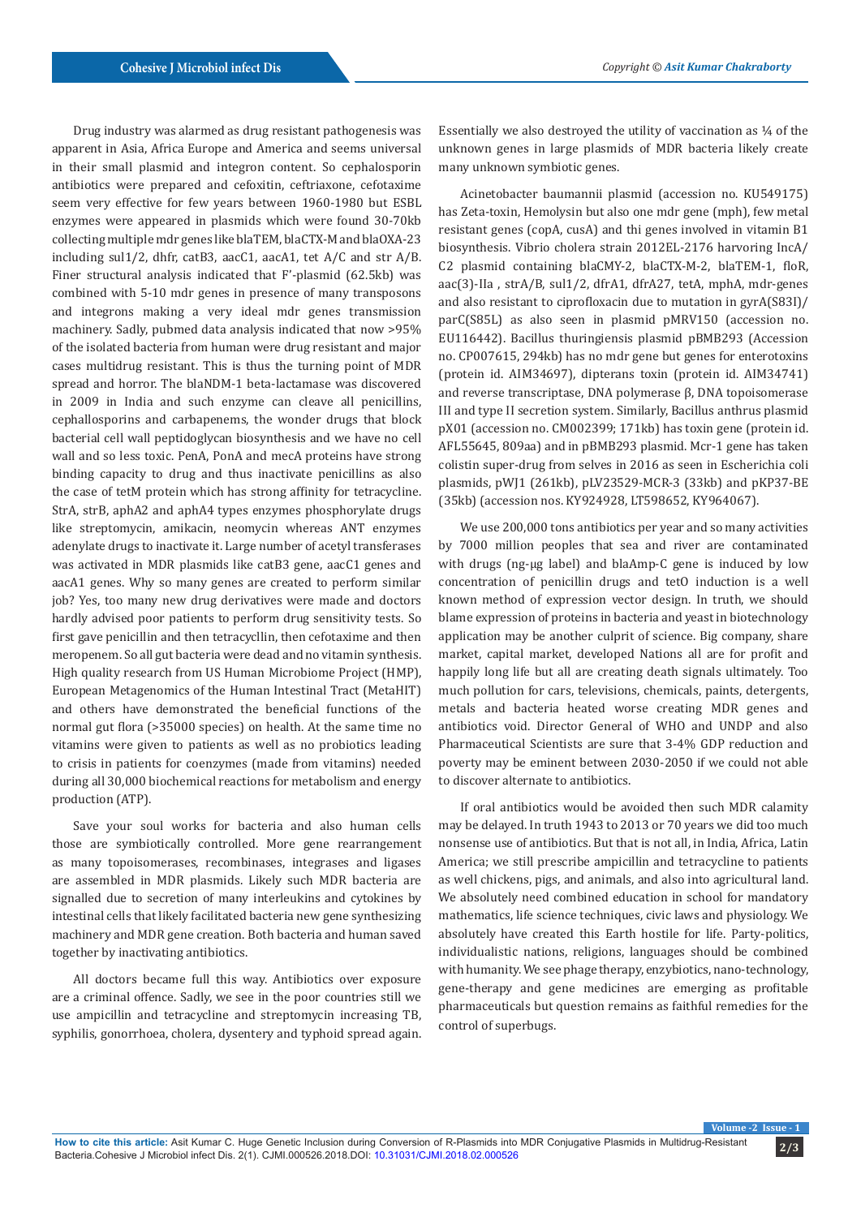Drug industry was alarmed as drug resistant pathogenesis was apparent in Asia, Africa Europe and America and seems universal in their small plasmid and integron content. So cephalosporin antibiotics were prepared and cefoxitin, ceftriaxone, cefotaxime seem very effective for few years between 1960-1980 but ESBL enzymes were appeared in plasmids which were found 30-70kb collecting multiple mdr genes like blaTEM, blaCTX-M and blaOXA-23 including sul1/2, dhfr, catB3, aacC1, aacA1, tet A/C and str A/B. Finer structural analysis indicated that F'-plasmid (62.5kb) was combined with 5-10 mdr genes in presence of many transposons and integrons making a very ideal mdr genes transmission machinery. Sadly, pubmed data analysis indicated that now >95% of the isolated bacteria from human were drug resistant and major cases multidrug resistant. This is thus the turning point of MDR spread and horror. The blaNDM-1 beta-lactamase was discovered in 2009 in India and such enzyme can cleave all penicillins, cephallosporins and carbapenems, the wonder drugs that block bacterial cell wall peptidoglycan biosynthesis and we have no cell wall and so less toxic. PenA, PonA and mecA proteins have strong binding capacity to drug and thus inactivate penicillins as also the case of tetM protein which has strong affinity for tetracycline. StrA, strB, aphA2 and aphA4 types enzymes phosphorylate drugs like streptomycin, amikacin, neomycin whereas ANT enzymes adenylate drugs to inactivate it. Large number of acetyl transferases was activated in MDR plasmids like catB3 gene, aacC1 genes and aacA1 genes. Why so many genes are created to perform similar job? Yes, too many new drug derivatives were made and doctors hardly advised poor patients to perform drug sensitivity tests. So first gave penicillin and then tetracycllin, then cefotaxime and then meropenem. So all gut bacteria were dead and no vitamin synthesis. High quality research from US Human Microbiome Project (HMP), European Metagenomics of the Human Intestinal Tract (MetaHIT) and others have demonstrated the beneficial functions of the normal gut flora (>35000 species) on health. At the same time no vitamins were given to patients as well as no probiotics leading to crisis in patients for coenzymes (made from vitamins) needed during all 30,000 biochemical reactions for metabolism and energy production (ATP).

Save your soul works for bacteria and also human cells those are symbiotically controlled. More gene rearrangement as many topoisomerases, recombinases, integrases and ligases are assembled in MDR plasmids. Likely such MDR bacteria are signalled due to secretion of many interleukins and cytokines by intestinal cells that likely facilitated bacteria new gene synthesizing machinery and MDR gene creation. Both bacteria and human saved together by inactivating antibiotics.

All doctors became full this way. Antibiotics over exposure are a criminal offence. Sadly, we see in the poor countries still we use ampicillin and tetracycline and streptomycin increasing TB, syphilis, gonorrhoea, cholera, dysentery and typhoid spread again. Essentially we also destroyed the utility of vaccination as ¼ of the unknown genes in large plasmids of MDR bacteria likely create many unknown symbiotic genes.

Acinetobacter baumannii plasmid (accession no. KU549175) has Zeta-toxin, Hemolysin but also one mdr gene (mph), few metal resistant genes (copA, cusA) and thi genes involved in vitamin B1 biosynthesis. Vibrio cholera strain 2012EL-2176 harvoring IncA/C2 plasmid containing blaCMY-2, blaCTX-M-2, blaTEM-1, floR, aac(3)-IIa , strA/B, sul1/2, dfrA1, dfrA27, tetA, mphA, mdr-genes and also resistant to ciprofloxacin due to mutation in gyrA(S83I)/parC(S85L) as also seen in plasmid pMRV150 (accession no. EU116442). Bacillus thuringiensis plasmid pBMB293 (Accession no. CP007615, 294kb) has no mdr gene but genes for enterotoxins (protein id. AIM34697), dipterans toxin (protein id. AIM34741) and reverse transcriptase, DNA polymerase β, DNA topoisomerase III and type II secretion system. Similarly, Bacillus anthrus plasmid pX01 (accession no. CM002399; 171kb) has toxin gene (protein id. AFL55645, 809aa) and in pBMB293 plasmid. Mcr-1 gene has taken colistin super-drug from selves in 2016 as seen in Escherichia coli plasmids, pWJ1 (261kb), pLV23529-MCR-3 (33kb) and pKP37-BE (35kb) (accession nos. KY924928, LT598652, KY964067).

We use 200,000 tons antibiotics per year and so many activities by 7000 million peoples that sea and river are contaminated with drugs (ng-μg label) and blaAmp-C gene is induced by low concentration of penicillin drugs and tetO induction is a well known method of expression vector design. In truth, we should blame expression of proteins in bacteria and yeast in biotechnology application may be another culprit of science. Big company, share market, capital market, developed Nations all are for profit and happily long life but all are creating death signals ultimately. Too much pollution for cars, televisions, chemicals, paints, detergents, metals and bacteria heated worse creating MDR genes and antibiotics void. Director General of WHO and UNDP and also Pharmaceutical Scientists are sure that 3-4% GDP reduction and poverty may be eminent between 2030-2050 if we could not able to discover alternate to antibiotics.

If oral antibiotics would be avoided then such MDR calamity may be delayed. In truth 1943 to 2013 or 70 years we did too much nonsense use of antibiotics. But that is not all, in India, Africa, Latin America; we still prescribe ampicillin and tetracycline to patients as well chickens, pigs, and animals, and also into agricultural land. We absolutely need combined education in school for mandatory mathematics, life science techniques, civic laws and physiology. We absolutely have created this Earth hostile for life. Party-politics, individualistic nations, religions, languages should be combined with humanity. We see phage therapy, enzybiotics, nano-technology, gene-therapy and gene medicines are emerging as profitable pharmaceuticals but question remains as faithful remedies for the control of superbugs.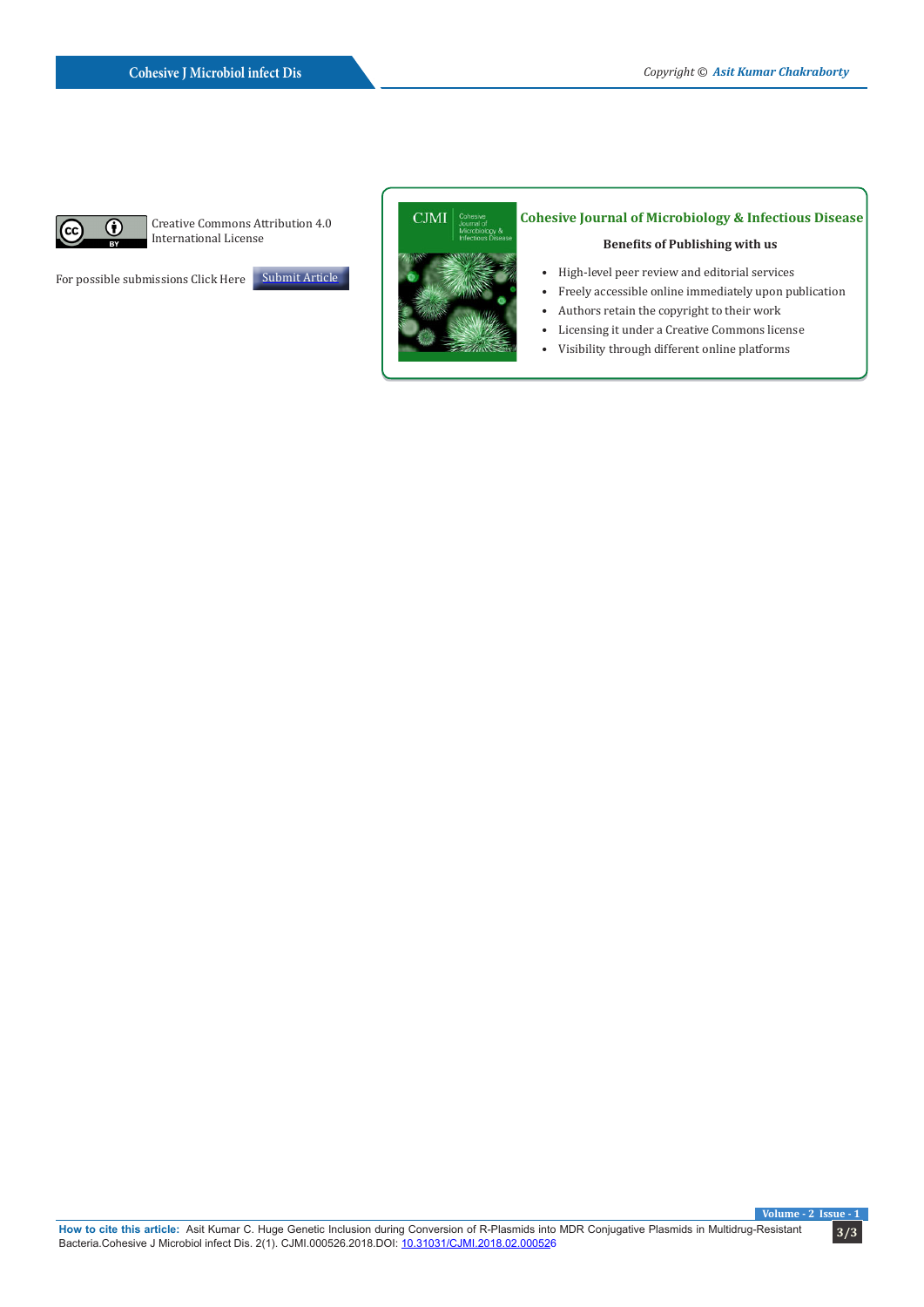Creative Commons Attribution 4.0 International License

For possible submissions Click Here Submit Article

**Cohesive Journal of Microbiology & Infectious Disease**

**Benefits of Publishing with us**

- High-level peer review and editorial services
- Freely accessible online immediately upon publication
- Authors retain the copyright to their work
- Licensing it under a Creative Commons license
- Visibility through different online platforms

**How to cite this article:** Asit Kumar C. Huge Genetic Inclusion during Conversion of R-Plasmids into MDR Conjugative Plasmids in Multidrug-Resistant Bacteria.Cohesive J Microbiol infect Dis. 2(1). CJMI.000526.2018.DOI: 10.31031/CJMI.2018.02.000526